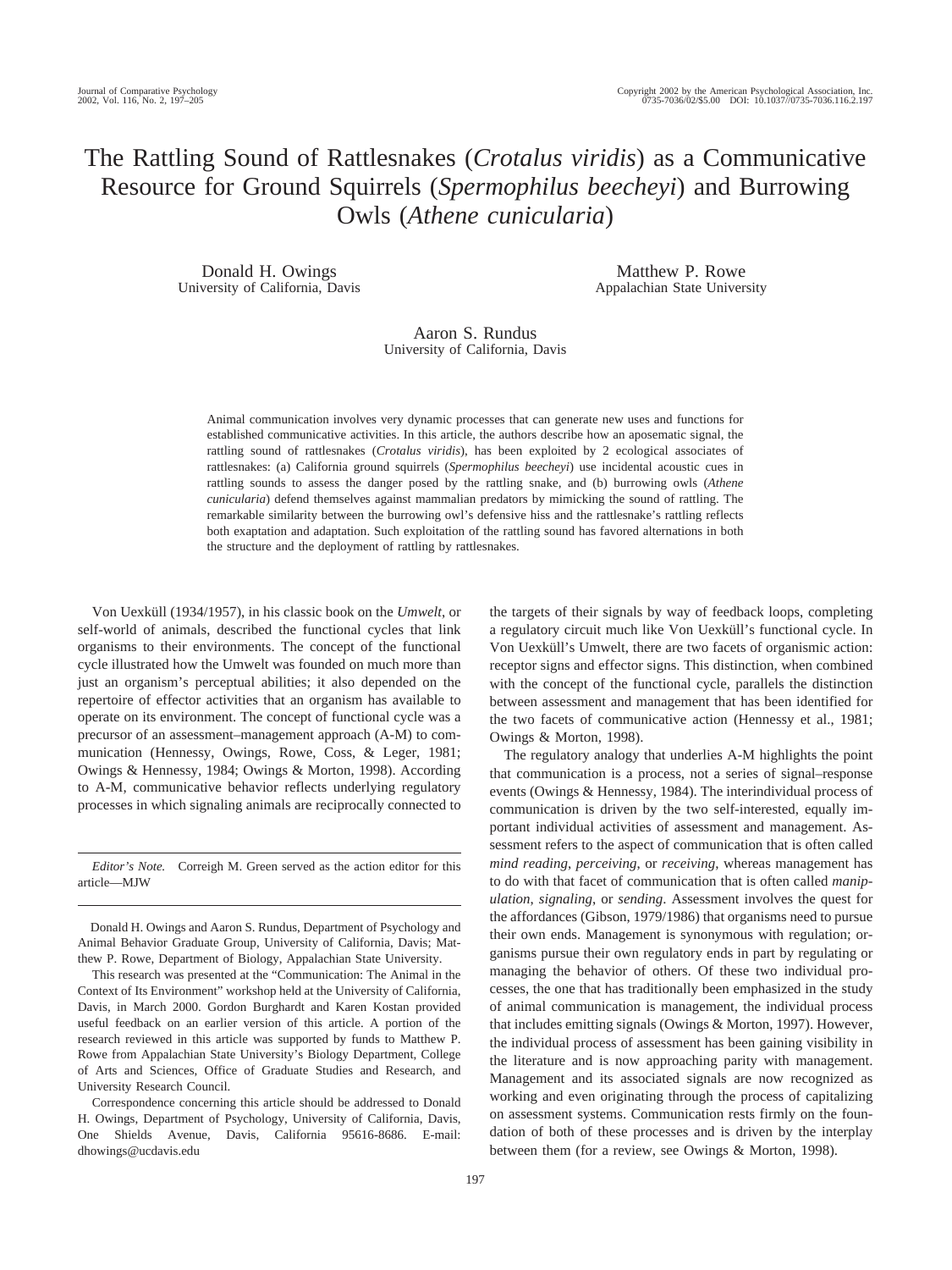# The Rattling Sound of Rattlesnakes (*Crotalus viridis*) as a Communicative Resource for Ground Squirrels (*Spermophilus beecheyi*) and Burrowing Owls (*Athene cunicularia*)

Donald H. Owings
University of California, Davis

Matthew P. Rowe
Appalachian State University

Aaron S. Rundus
University of California, Davis

Animal communication involves very dynamic processes that can generate new uses and functions for established communicative activities. In this article, the authors describe how an aposematic signal, the rattling sound of rattlesnakes (*Crotalus viridis*), has been exploited by 2 ecological associates of rattlesnakes: (a) California ground squirrels (*Spermophilus beecheyi*) use incidental acoustic cues in rattling sounds to assess the danger posed by the rattling snake, and (b) burrowing owls (*Athene cunicularia*) defend themselves against mammalian predators by mimicking the sound of rattling. The remarkable similarity between the burrowing owl's defensive hiss and the rattlesnake's rattling reflects both exaptation and adaptation. Such exploitation of the rattling sound has favored alternations in both the structure and the deployment of rattling by rattlesnakes.

Von Uexküll (1934/1957), in his classic book on the *Umwelt*, or self-world of animals, described the functional cycles that link organisms to their environments. The concept of the functional cycle illustrated how the Umwelt was founded on much more than just an organism's perceptual abilities; it also depended on the repertoire of effector activities that an organism has available to operate on its environment. The concept of functional cycle was a precursor of an assessment–management approach (A-M) to communication (Hennessy, Owings, Rowe, Coss, & Leger, 1981; Owings & Hennessy, 1984; Owings & Morton, 1998). According to A-M, communicative behavior reflects underlying regulatory processes in which signaling animals are reciprocally connected to the targets of their signals by way of feedback loops, completing a regulatory circuit much like Von Uexküll's functional cycle. In Von Uexküll's Umwelt, there are two facets of organismic action: receptor signs and effector signs. This distinction, when combined with the concept of the functional cycle, parallels the distinction between assessment and management that has been identified for the two facets of communicative action (Hennessy et al., 1981; Owings & Morton, 1998).

The regulatory analogy that underlies A-M highlights the point that communication is a process, not a series of signal–response events (Owings & Hennessy, 1984). The interindividual process of communication is driven by the two self-interested, equally important individual activities of assessment and management. Assessment refers to the aspect of communication that is often called *mind reading*, *perceiving*, or *receiving*, whereas management has to do with that facet of communication that is often called *manipulation*, *signaling*, or *sending*. Assessment involves the quest for the affordances (Gibson, 1979/1986) that organisms need to pursue their own ends. Management is synonymous with regulation; organisms pursue their own regulatory ends in part by regulating or managing the behavior of others. Of these two individual processes, the one that has traditionally been emphasized in the study of animal communication is management, the individual process that includes emitting signals (Owings & Morton, 1997). However, the individual process of assessment has been gaining visibility in the literature and is now approaching parity with management. Management and its associated signals are now recognized as working and even originating through the process of capitalizing on assessment systems. Communication rests firmly on the foundation of both of these processes and is driven by the interplay between them (for a review, see Owings & Morton, 1998).

*Editor's Note.* Correigh M. Green served as the action editor for this article—MJW

Donald H. Owings and Aaron S. Rundus, Department of Psychology and Animal Behavior Graduate Group, University of California, Davis; Matthew P. Rowe, Department of Biology, Appalachian State University.

This research was presented at the "Communication: The Animal in the Context of Its Environment" workshop held at the University of California, Davis, in March 2000. Gordon Burghardt and Karen Kostan provided useful feedback on an earlier version of this article. A portion of the research reviewed in this article was supported by funds to Matthew P. Rowe from Appalachian State University's Biology Department, College of Arts and Sciences, Office of Graduate Studies and Research, and University Research Council.

Correspondence concerning this article should be addressed to Donald H. Owings, Department of Psychology, University of California, Davis, One Shields Avenue, Davis, California 95616-8686. E-mail: dhowings@ucdavis.edu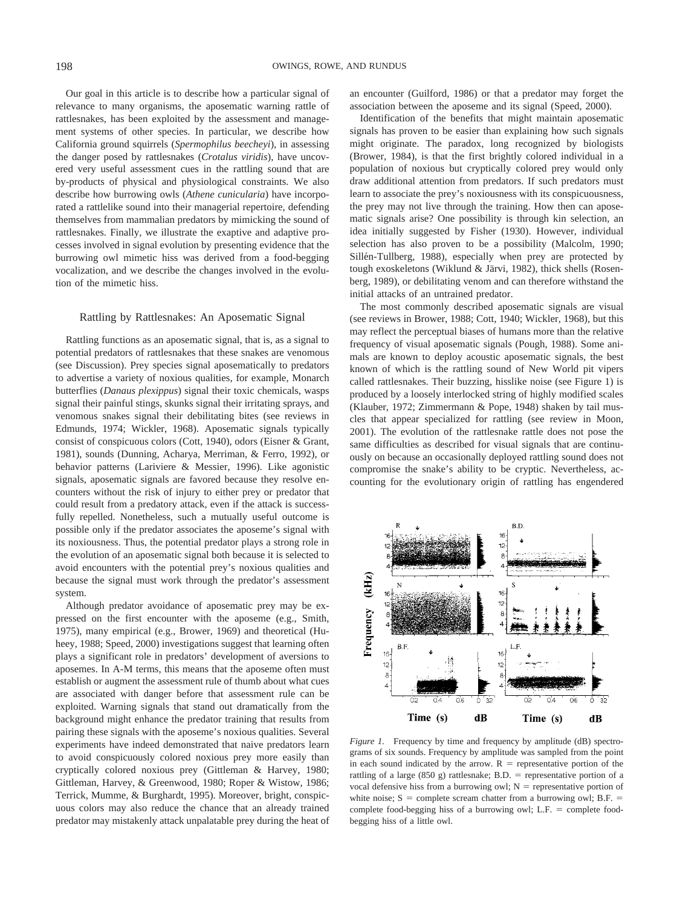Our goal in this article is to describe how a particular signal of relevance to many organisms, the aposematic warning rattle of rattlesnakes, has been exploited by the assessment and management systems of other species. In particular, we describe how California ground squirrels (*Spermophilus beecheyi*), in assessing the danger posed by rattlesnakes (*Crotalus viridis*), have uncovered very useful assessment cues in the rattling sound that are by-products of physical and physiological constraints. We also describe how burrowing owls (*Athene cunicularia*) have incorporated a rattlelike sound into their managerial repertoire, defending themselves from mammalian predators by mimicking the sound of rattlesnakes. Finally, we illustrate the exaptive and adaptive processes involved in signal evolution by presenting evidence that the burrowing owl mimetic hiss was derived from a food-begging vocalization, and we describe the changes involved in the evolution of the mimetic hiss.

## Rattling by Rattlesnakes: An Aposematic Signal

Rattling functions as an aposematic signal, that is, as a signal to potential predators of rattlesnakes that these snakes are venomous (see Discussion). Prey species signal aposematically to predators to advertise a variety of noxious qualities, for example, Monarch butterflies (*Danaus plexippus*) signal their toxic chemicals, wasps signal their painful stings, skunks signal their irritating sprays, and venomous snakes signal their debilitating bites (see reviews in Edmunds, 1974; Wickler, 1968). Aposematic signals typically consist of conspicuous colors (Cott, 1940), odors (Eisner & Grant, 1981), sounds (Dunning, Acharya, Merriman, & Ferro, 1992), or behavior patterns (Lariviere & Messier, 1996). Like agonistic signals, aposematic signals are favored because they resolve encounters without the risk of injury to either prey or predator that could result from a predatory attack, even if the attack is successfully repelled. Nonetheless, such a mutually useful outcome is possible only if the predator associates the aposeme's signal with its noxiousness. Thus, the potential predator plays a strong role in the evolution of an aposematic signal both because it is selected to avoid encounters with the potential prey's noxious qualities and because the signal must work through the predator's assessment system.

Although predator avoidance of aposematic prey may be expressed on the first encounter with the aposeme (e.g., Smith, 1975), many empirical (e.g., Brower, 1969) and theoretical (Huhey, 1988; Speed, 2000) investigations suggest that learning often plays a significant role in predators' development of aversions to aposemes. In A-M terms, this means that the aposeme often must establish or augment the assessment rule of thumb about what cues are associated with danger before that assessment rule can be exploited. Warning signals that stand out dramatically from the background might enhance the predator training that results from pairing these signals with the aposeme's noxious qualities. Several experiments have indeed demonstrated that naive predators learn to avoid conspicuously colored noxious prey more easily than cryptically colored noxious prey (Gittleman & Harvey, 1980; Gittleman, Harvey, & Greenwood, 1980; Roper & Wistow, 1986; Terrick, Mumme, & Burghardt, 1995). Moreover, bright, conspicuous colors may also reduce the chance that an already trained predator may mistakenly attack unpalatable prey during the heat of an encounter (Guilford, 1986) or that a predator may forget the association between the aposeme and its signal (Speed, 2000).

Identification of the benefits that might maintain aposematic signals has proven to be easier than explaining how such signals might originate. The paradox, long recognized by biologists (Brower, 1984), is that the first brightly colored individual in a population of noxious but cryptically colored prey would only draw additional attention from predators. If such predators must learn to associate the prey's noxiousness with its conspicuousness, the prey may not live through the training. How then can aposematic signals arise? One possibility is through kin selection, an idea initially suggested by Fisher (1930). However, individual selection has also proven to be a possibility (Malcolm, 1990; Sillén-Tullberg, 1988), especially when prey are protected by tough exoskeletons (Wiklund & Järvi, 1982), thick shells (Rosenberg, 1989), or debilitating venom and can therefore withstand the initial attacks of an untrained predator.

The most commonly described aposematic signals are visual (see reviews in Brower, 1988; Cott, 1940; Wickler, 1968), but this may reflect the perceptual biases of humans more than the relative frequency of visual aposematic signals (Pough, 1988). Some animals are known to deploy acoustic aposematic signals, the best known of which is the rattling sound of New World pit vipers called rattlesnakes. Their buzzing, hisslike noise (see Figure 1) is produced by a loosely interlocked string of highly modified scales (Klauber, 1972; Zimmermann & Pope, 1948) shaken by tail muscles that appear specialized for rattling (see review in Moon, 2001). The evolution of the rattlesnake rattle does not pose the same difficulties as described for visual signals that are continuously on because an occasionally deployed rattling sound does not compromise the snake's ability to be cryptic. Nevertheless, accounting for the evolutionary origin of rattling has engendered

*Figure 1.* Frequency by time and frequency by amplitude (dB) spectrograms of six sounds. Frequency by amplitude was sampled from the point in each sound indicated by the arrow. R = representative portion of the rattling of a large (850 g) rattlesnake; B.D. = representative portion of a vocal defensive hiss from a burrowing owl; N = representative portion of white noise; S = complete scream chatter from a burrowing owl; B.F. = complete food-begging hiss of a burrowing owl; L.F. = complete food-begging hiss of a little owl.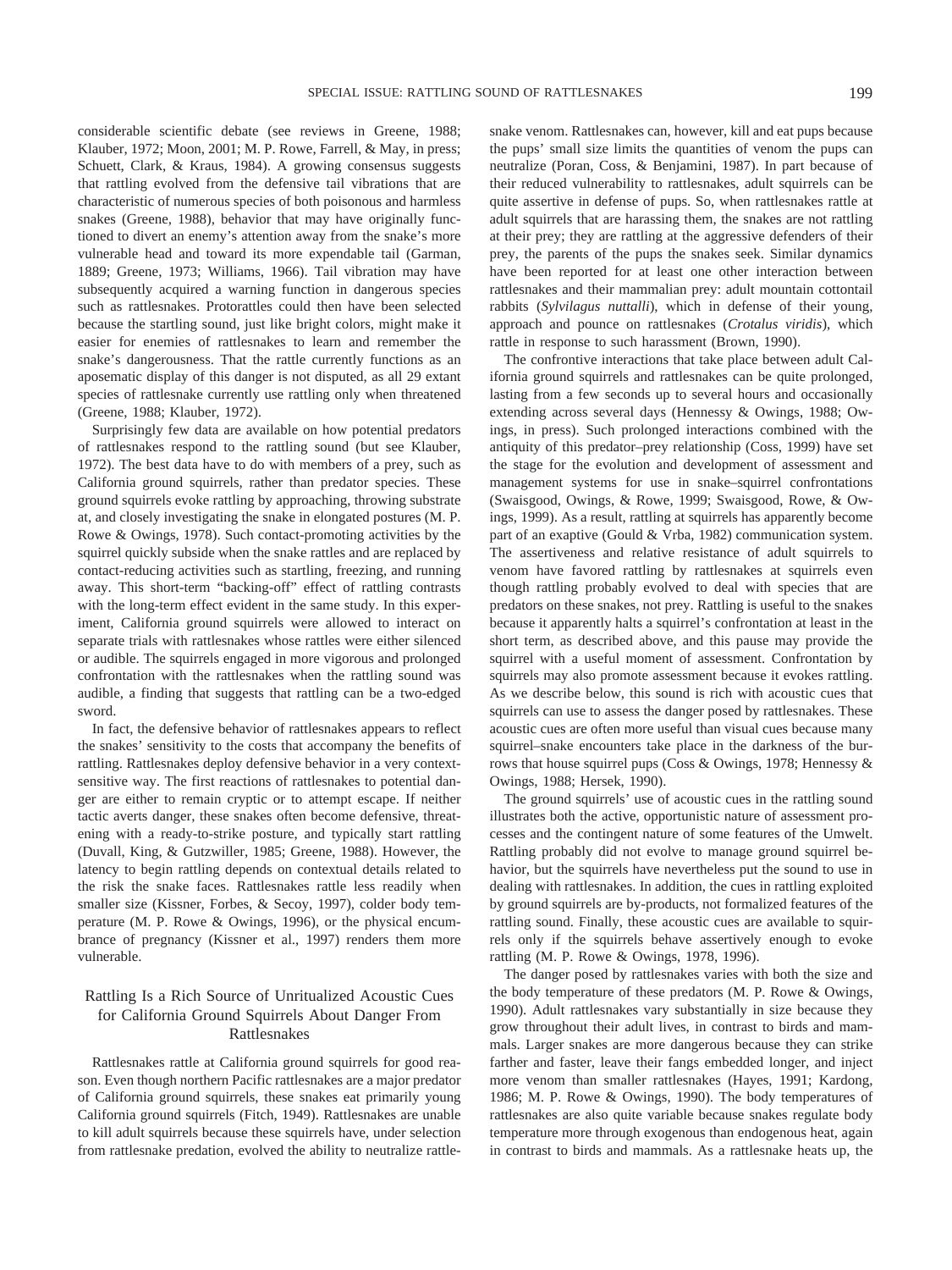considerable scientific debate (see reviews in Greene, 1988; Klauber, 1972; Moon, 2001; M. P. Rowe, Farrell, & May, in press; Schuett, Clark, & Kraus, 1984). A growing consensus suggests that rattling evolved from the defensive tail vibrations that are characteristic of numerous species of both poisonous and harmless snakes (Greene, 1988), behavior that may have originally functioned to divert an enemy's attention away from the snake's more vulnerable head and toward its more expendable tail (Garman, 1889; Greene, 1973; Williams, 1966). Tail vibration may have subsequently acquired a warning function in dangerous species such as rattlesnakes. Protorattles could then have been selected because the startling sound, just like bright colors, might make it easier for enemies of rattlesnakes to learn and remember the snake's dangerousness. That the rattle currently functions as an aposematic display of this danger is not disputed, as all 29 extant species of rattlesnake currently use rattling only when threatened (Greene, 1988; Klauber, 1972).

Surprisingly few data are available on how potential predators of rattlesnakes respond to the rattling sound (but see Klauber, 1972). The best data have to do with members of a prey, such as California ground squirrels, rather than predator species. These ground squirrels evoke rattling by approaching, throwing substrate at, and closely investigating the snake in elongated postures (M. P. Rowe & Owings, 1978). Such contact-promoting activities by the squirrel quickly subside when the snake rattles and are replaced by contact-reducing activities such as startling, freezing, and running away. This short-term "backing-off" effect of rattling contrasts with the long-term effect evident in the same study. In this experiment, California ground squirrels were allowed to interact on separate trials with rattlesnakes whose rattles were either silenced or audible. The squirrels engaged in more vigorous and prolonged confrontation with the rattlesnakes when the rattling sound was audible, a finding that suggests that rattling can be a two-edged sword.

In fact, the defensive behavior of rattlesnakes appears to reflect the snakes' sensitivity to the costs that accompany the benefits of rattling. Rattlesnakes deploy defensive behavior in a very context-sensitive way. The first reactions of rattlesnakes to potential danger are either to remain cryptic or to attempt escape. If neither tactic averts danger, these snakes often become defensive, threatening with a ready-to-strike posture, and typically start rattling (Duvall, King, & Gutzwiller, 1985; Greene, 1988). However, the latency to begin rattling depends on contextual details related to the risk the snake faces. Rattlesnakes rattle less readily when smaller size (Kissner, Forbes, & Secoy, 1997), colder body temperature (M. P. Rowe & Owings, 1996), or the physical encumbrance of pregnancy (Kissner et al., 1997) renders them more vulnerable.

## Rattling Is a Rich Source of Unritualized Acoustic Cues for California Ground Squirrels About Danger From Rattlesnakes

Rattlesnakes rattle at California ground squirrels for good reason. Even though northern Pacific rattlesnakes are a major predator of California ground squirrels, these snakes eat primarily young California ground squirrels (Fitch, 1949). Rattlesnakes are unable to kill adult squirrels because these squirrels have, under selection from rattlesnake predation, evolved the ability to neutralize rattlesnake venom. Rattlesnakes can, however, kill and eat pups because the pups' small size limits the quantities of venom the pups can neutralize (Poran, Coss, & Benjamini, 1987). In part because of their reduced vulnerability to rattlesnakes, adult squirrels can be quite assertive in defense of pups. So, when rattlesnakes rattle at adult squirrels that are harassing them, the snakes are not rattling at their prey; they are rattling at the aggressive defenders of their prey, the parents of the pups the snakes seek. Similar dynamics have been reported for at least one other interaction between rattlesnakes and their mammalian prey: adult mountain cottontail rabbits (*Sylvilagus nuttalli*), which in defense of their young, approach and pounce on rattlesnakes (*Crotalus viridis*), which rattle in response to such harassment (Brown, 1990).

The confrontive interactions that take place between adult California ground squirrels and rattlesnakes can be quite prolonged, lasting from a few seconds up to several hours and occasionally extending across several days (Hennessy & Owings, 1988; Owings, in press). Such prolonged interactions combined with the antiquity of this predator–prey relationship (Coss, 1999) have set the stage for the evolution and development of assessment and management systems for use in snake–squirrel confrontations (Swaisgood, Owings, & Rowe, 1999; Swaisgood, Rowe, & Owings, 1999). As a result, rattling at squirrels has apparently become part of an exaptive (Gould & Vrba, 1982) communication system. The assertiveness and relative resistance of adult squirrels to venom have favored rattling by rattlesnakes at squirrels even though rattling probably evolved to deal with species that are predators on these snakes, not prey. Rattling is useful to the snakes because it apparently halts a squirrel's confrontation at least in the short term, as described above, and this pause may provide the squirrel with a useful moment of assessment. Confrontation by squirrels may also promote assessment because it evokes rattling. As we describe below, this sound is rich with acoustic cues that squirrels can use to assess the danger posed by rattlesnakes. These acoustic cues are often more useful than visual cues because many squirrel–snake encounters take place in the darkness of the burrows that house squirrel pups (Coss & Owings, 1978; Hennessy & Owings, 1988; Hersek, 1990).

The ground squirrels' use of acoustic cues in the rattling sound illustrates both the active, opportunistic nature of assessment processes and the contingent nature of some features of the Umwelt. Rattling probably did not evolve to manage ground squirrel behavior, but the squirrels have nevertheless put the sound to use in dealing with rattlesnakes. In addition, the cues in rattling exploited by ground squirrels are by-products, not formalized features of the rattling sound. Finally, these acoustic cues are available to squirrels only if the squirrels behave assertively enough to evoke rattling (M. P. Rowe & Owings, 1978, 1996).

The danger posed by rattlesnakes varies with both the size and the body temperature of these predators (M. P. Rowe & Owings, 1990). Adult rattlesnakes vary substantially in size because they grow throughout their adult lives, in contrast to birds and mammals. Larger snakes are more dangerous because they can strike farther and faster, leave their fangs embedded longer, and inject more venom than smaller rattlesnakes (Hayes, 1991; Kardong, 1986; M. P. Rowe & Owings, 1990). The body temperatures of rattlesnakes are also quite variable because snakes regulate body temperature more through exogenous than endogenous heat, again in contrast to birds and mammals. As a rattlesnake heats up, the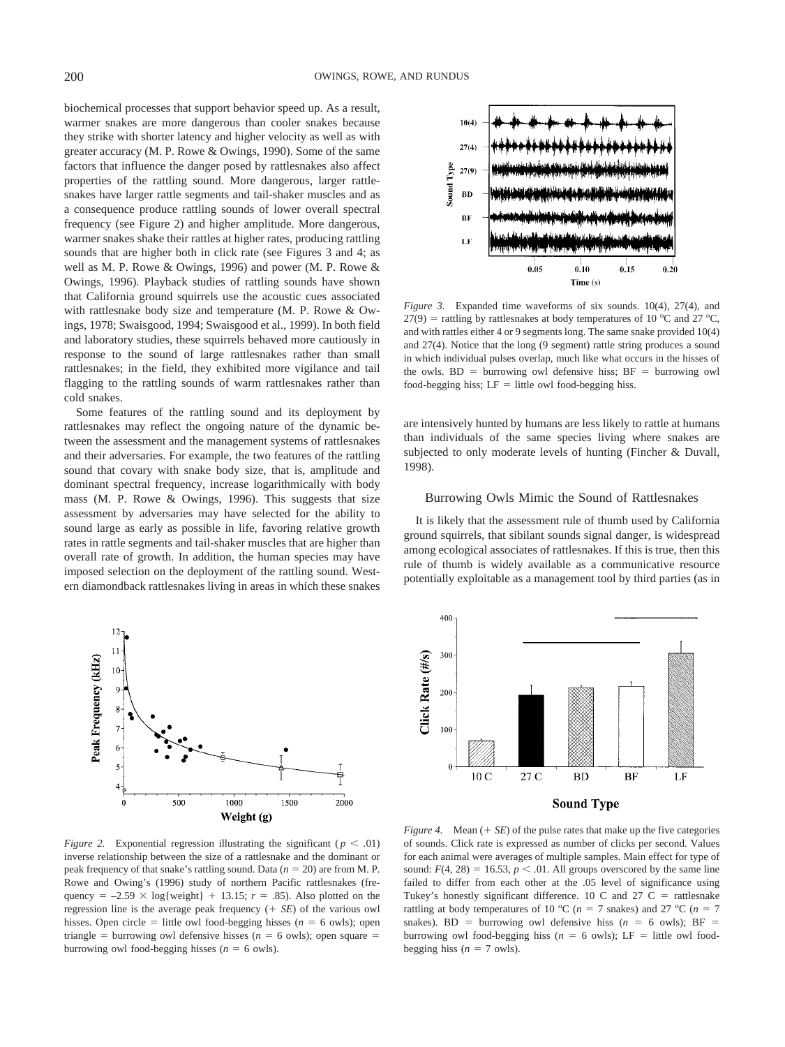biochemical processes that support behavior speed up. As a result, warmer snakes are more dangerous than cooler snakes because they strike with shorter latency and higher velocity as well as with greater accuracy (M. P. Rowe & Owings, 1990). Some of the same factors that influence the danger posed by rattlesnakes also affect properties of the rattling sound. More dangerous, larger rattlesnakes have larger rattle segments and tail-shaker muscles and as a consequence produce rattling sounds of lower overall spectral frequency (see Figure 2) and higher amplitude. More dangerous, warmer snakes shake their rattles at higher rates, producing rattling sounds that are higher both in click rate (see Figures 3 and 4; as well as M. P. Rowe & Owings, 1996) and power (M. P. Rowe & Owings, 1996). Playback studies of rattling sounds have shown that California ground squirrels use the acoustic cues associated with rattlesnake body size and temperature (M. P. Rowe & Owings, 1978; Swaisgood, 1994; Swaisgood et al., 1999). In both field and laboratory studies, these squirrels behaved more cautiously in response to the sound of large rattlesnakes rather than small rattlesnakes; in the field, they exhibited more vigilance and tail flagging to the rattling sounds of warm rattlesnakes rather than cold snakes.

Some features of the rattling sound and its deployment by rattlesnakes may reflect the ongoing nature of the dynamic between the assessment and the management systems of rattlesnakes and their adversaries. For example, the two features of the rattling sound that covary with snake body size, that is, amplitude and dominant spectral frequency, increase logarithmically with body mass (M. P. Rowe & Owings, 1996). This suggests that size assessment by adversaries may have selected for the ability to sound large as early as possible in life, favoring relative growth rates in rattle segments and tail-shaker muscles that are higher than overall rate of growth. In addition, the human species may have imposed selection on the deployment of the rattling sound. Western diamondback rattlesnakes living in areas in which these snakes are intensively hunted by humans are less likely to rattle at humans than individuals of the same species living where snakes are subjected to only moderate levels of hunting (Fincher & Duvall, 1998).

*Figure 3.* Expanded time waveforms of six sounds. 10(4), 27(4), and 27(9) = rattling by rattlesnakes at body temperatures of 10 °C and 27 °C, and with rattles either 4 or 9 segments long. The same snake provided 10(4) and 27(4). Notice that the long (9 segment) rattle string produces a sound in which individual pulses overlap, much like what occurs in the hisses of the owls. BD = burrowing owl defensive hiss; BF = burrowing owl food-begging hiss; LF = little owl food-begging hiss.

## Burrowing Owls Mimic the Sound of Rattlesnakes

It is likely that the assessment rule of thumb used by California ground squirrels, that sibilant sounds signal danger, is widespread among ecological associates of rattlesnakes. If this is true, then this rule of thumb is widely available as a communicative resource potentially exploitable as a management tool by third parties (as in

*Figure 2.* Exponential regression illustrating the significant ($p < .01$) inverse relationship between the size of a rattlesnake and the dominant or peak frequency of that snake's rattling sound. Data ($n = 20$) are from M. P. Rowe and Owing's (1996) study of northern Pacific rattlesnakes (frequency = $-2.59 \times \log\{\text{weight}\} + 13.15$; $r = .85$). Also plotted on the regression line is the average peak frequency (+ *SE*) of the various owl hisses. Open circle = little owl food-begging hisses ($n = 6$ owls); open triangle = burrowing owl defensive hisses ($n = 6$ owls); open square = burrowing owl food-begging hisses ($n = 6$ owls).

*Figure 4.* Mean (+ *SE*) of the pulse rates that make up the five categories of sounds. Click rate is expressed as number of clicks per second. Values for each animal were averages of multiple samples. Main effect for type of sound: $F(4, 28) = 16.53$, $p < .01$. All groups overscored by the same line failed to differ from each other at the .05 level of significance using Tukey's honestly significant difference. 10 C and 27 C = rattlesnake rattling at body temperatures of 10 °C ($n = 7$ snakes) and 27 °C ($n = 7$ snakes). BD = burrowing owl defensive hiss ($n = 6$ owls); BF = burrowing owl food-begging hiss ($n = 6$ owls); LF = little owl food-begging hiss ($n = 7$ owls).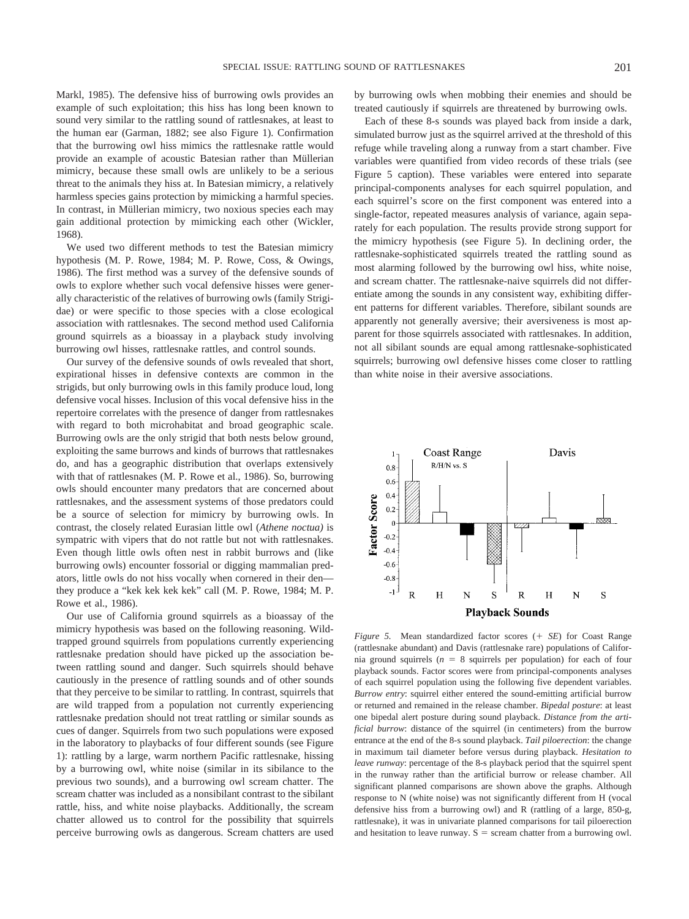Markl, 1985). The defensive hiss of burrowing owls provides an example of such exploitation; this hiss has long been known to sound very similar to the rattling sound of rattlesnakes, at least to the human ear (Garman, 1882; see also Figure 1). Confirmation that the burrowing owl hiss mimics the rattlesnake rattle would provide an example of acoustic Batesian rather than Müllerian mimicry, because these small owls are unlikely to be a serious threat to the animals they hiss at. In Batesian mimicry, a relatively harmless species gains protection by mimicking a harmful species. In contrast, in Müllerian mimicry, two noxious species each may gain additional protection by mimicking each other (Wickler, 1968).

We used two different methods to test the Batesian mimicry hypothesis (M. P. Rowe, 1984; M. P. Rowe, Coss, & Owings, 1986). The first method was a survey of the defensive sounds of owls to explore whether such vocal defensive hisses were generally characteristic of the relatives of burrowing owls (family Strigidae) or were specific to those species with a close ecological association with rattlesnakes. The second method used California ground squirrels as a bioassay in a playback study involving burrowing owl hisses, rattlesnake rattles, and control sounds.

Our survey of the defensive sounds of owls revealed that short, expirational hisses in defensive contexts are common in the strigids, but only burrowing owls in this family produce loud, long defensive vocal hisses. Inclusion of this vocal defensive hiss in the repertoire correlates with the presence of danger from rattlesnakes with regard to both microhabitat and broad geographic scale. Burrowing owls are the only strigid that both nests below ground, exploiting the same burrows and kinds of burrows that rattlesnakes do, and has a geographic distribution that overlaps extensively with that of rattlesnakes (M. P. Rowe et al., 1986). So, burrowing owls should encounter many predators that are concerned about rattlesnakes, and the assessment systems of those predators could be a source of selection for mimicry by burrowing owls. In contrast, the closely related Eurasian little owl (*Athene noctua)* is sympatric with vipers that do not rattle but not with rattlesnakes. Even though little owls often nest in rabbit burrows and (like burrowing owls) encounter fossorial or digging mammalian predators, little owls do not hiss vocally when cornered in their den—they produce a "kek kek kek kek" call (M. P. Rowe, 1984; M. P. Rowe et al., 1986).

Our use of California ground squirrels as a bioassay of the mimicry hypothesis was based on the following reasoning. Wild-trapped ground squirrels from populations currently experiencing rattlesnake predation should have picked up the association between rattling sound and danger. Such squirrels should behave cautiously in the presence of rattling sounds and of other sounds that they perceive to be similar to rattling. In contrast, squirrels that are wild trapped from a population not currently experiencing rattlesnake predation should not treat rattling or similar sounds as cues of danger. Squirrels from two such populations were exposed in the laboratory to playbacks of four different sounds (see Figure 1): rattling by a large, warm northern Pacific rattlesnake, hissing by a burrowing owl, white noise (similar in its sibilance to the previous two sounds), and a burrowing owl scream chatter. The scream chatter was included as a nonsibilant contrast to the sibilant rattle, hiss, and white noise playbacks. Additionally, the scream chatter allowed us to control for the possibility that squirrels perceive burrowing owls as dangerous. Scream chatters are used by burrowing owls when mobbing their enemies and should be treated cautiously if squirrels are threatened by burrowing owls.

Each of these 8-s sounds was played back from inside a dark, simulated burrow just as the squirrel arrived at the threshold of this refuge while traveling along a runway from a start chamber. Five variables were quantified from video records of these trials (see Figure 5 caption). These variables were entered into separate principal-components analyses for each squirrel population, and each squirrel's score on the first component was entered into a single-factor, repeated measures analysis of variance, again separately for each population. The results provide strong support for the mimicry hypothesis (see Figure 5). In declining order, the rattlesnake-sophisticated squirrels treated the rattling sound as most alarming followed by the burrowing owl hiss, white noise, and scream chatter. The rattlesnake-naive squirrels did not differentiate among the sounds in any consistent way, exhibiting different patterns for different variables. Therefore, sibilant sounds are apparently not generally aversive; their aversiveness is most apparent for those squirrels associated with rattlesnakes. In addition, not all sibilant sounds are equal among rattlesnake-sophisticated squirrels; burrowing owl defensive hisses come closer to rattling than white noise in their aversive associations.

*Figure 5.* Mean standardized factor scores (+ *SE*) for Coast Range (rattlesnake abundant) and Davis (rattlesnake rare) populations of California ground squirrels ($n$ = 8 squirrels per population) for each of four playback sounds. Factor scores were from principal-components analyses of each squirrel population using the following five dependent variables. *Burrow entry*: squirrel either entered the sound-emitting artificial burrow or returned and remained in the release chamber. *Bipedal posture*: at least one bipedal alert posture during sound playback. *Distance from the artificial burrow*: distance of the squirrel (in centimeters) from the burrow entrance at the end of the 8-s sound playback. *Tail piloerection*: the change in maximum tail diameter before versus during playback. *Hesitation to leave runway*: percentage of the 8-s playback period that the squirrel spent in the runway rather than the artificial burrow or release chamber. All significant planned comparisons are shown above the graphs. Although response to N (white noise) was not significantly different from H (vocal defensive hiss from a burrowing owl) and R (rattling of a large, 850-g, rattlesnake), it was in univariate planned comparisons for tail piloerection and hesitation to leave runway. S = scream chatter from a burrowing owl.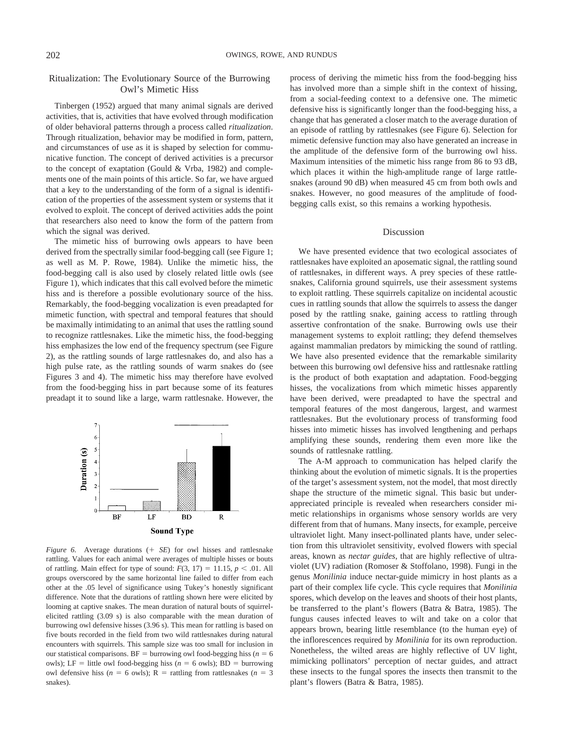## Ritualization: The Evolutionary Source of the Burrowing Owl's Mimetic Hiss

Tinbergen (1952) argued that many animal signals are derived activities, that is, activities that have evolved through modification of older behavioral patterns through a process called *ritualization*. Through ritualization, behavior may be modified in form, pattern, and circumstances of use as it is shaped by selection for communicative function. The concept of derived activities is a precursor to the concept of exaptation (Gould & Vrba, 1982) and complements one of the main points of this article. So far, we have argued that a key to the understanding of the form of a signal is identification of the properties of the assessment system or systems that it evolved to exploit. The concept of derived activities adds the point that researchers also need to know the form of the pattern from which the signal was derived.

The mimetic hiss of burrowing owls appears to have been derived from the spectrally similar food-begging call (see Figure 1; as well as M. P. Rowe, 1984). Unlike the mimetic hiss, the food-begging call is also used by closely related little owls (see Figure 1), which indicates that this call evolved before the mimetic hiss and is therefore a possible evolutionary source of the hiss. Remarkably, the food-begging vocalization is even preadapted for mimetic function, with spectral and temporal features that should be maximally intimidating to an animal that uses the rattling sound to recognize rattlesnakes. Like the mimetic hiss, the food-begging hiss emphasizes the low end of the frequency spectrum (see Figure 2), as the rattling sounds of large rattlesnakes do, and also has a high pulse rate, as the rattling sounds of warm snakes do (see Figures 3 and 4). The mimetic hiss may therefore have evolved from the food-begging hiss in part because some of its features preadapt it to sound like a large, warm rattlesnake. However, the process of deriving the mimetic hiss from the food-begging hiss has involved more than a simple shift in the context of hissing, from a social-feeding context to a defensive one. The mimetic defensive hiss is significantly longer than the food-begging hiss, a change that has generated a closer match to the average duration of an episode of rattling by rattlesnakes (see Figure 6). Selection for mimetic defensive function may also have generated an increase in the amplitude of the defensive form of the burrowing owl hiss. Maximum intensities of the mimetic hiss range from 86 to 93 dB, which places it within the high-amplitude range of large rattlesnakes (around 90 dB) when measured 45 cm from both owls and snakes. However, no good measures of the amplitude of food-begging calls exist, so this remains a working hypothesis.

*Figure 6.* Average durations (+ *SE*) for owl hisses and rattlesnake rattling. Values for each animal were averages of multiple hisses or bouts of rattling. Main effect for type of sound: $F(3, 17) = 11.15$, $p < .01$. All groups overscored by the same horizontal line failed to differ from each other at the .05 level of significance using Tukey's honestly significant difference. Note that the durations of rattling shown here were elicited by looming at captive snakes. The mean duration of natural bouts of squirrel-elicited rattling (3.09 s) is also comparable with the mean duration of burrowing owl defensive hisses (3.96 s). This mean for rattling is based on five bouts recorded in the field from two wild rattlesnakes during natural encounters with squirrels. This sample size was too small for inclusion in our statistical comparisons. BF = burrowing owl food-begging hiss ($n = 6$ owls); LF = little owl food-begging hiss ($n = 6$ owls); BD = burrowing owl defensive hiss ($n = 6$ owls); R = rattling from rattlesnakes ($n = 3$ snakes).

## Discussion

We have presented evidence that two ecological associates of rattlesnakes have exploited an aposematic signal, the rattling sound of rattlesnakes, in different ways. A prey species of these rattlesnakes, California ground squirrels, use their assessment systems to exploit rattling. These squirrels capitalize on incidental acoustic cues in rattling sounds that allow the squirrels to assess the danger posed by the rattling snake, gaining access to rattling through assertive confrontation of the snake. Burrowing owls use their management systems to exploit rattling; they defend themselves against mammalian predators by mimicking the sound of rattling. We have also presented evidence that the remarkable similarity between this burrowing owl defensive hiss and rattlesnake rattling is the product of both exaptation and adaptation. Food-begging hisses, the vocalizations from which mimetic hisses apparently have been derived, were preadapted to have the spectral and temporal features of the most dangerous, largest, and warmest rattlesnakes. But the evolutionary process of transforming food hisses into mimetic hisses has involved lengthening and perhaps amplifying these sounds, rendering them even more like the sounds of rattlesnake rattling.

The A-M approach to communication has helped clarify the thinking about the evolution of mimetic signals. It is the properties of the target's assessment system, not the model, that most directly shape the structure of the mimetic signal. This basic but under-appreciated principle is revealed when researchers consider mimetic relationships in organisms whose sensory worlds are very different from that of humans. Many insects, for example, perceive ultraviolet light. Many insect-pollinated plants have, under selection from this ultraviolet sensitivity, evolved flowers with special areas, known as *nectar guides*, that are highly reflective of ultraviolet (UV) radiation (Romoser & Stoffolano, 1998). Fungi in the genus *Monilinia* induce nectar-guide mimicry in host plants as a part of their complex life cycle. This cycle requires that *Monilinia* spores, which develop on the leaves and shoots of their host plants, be transferred to the plant's flowers (Batra & Batra, 1985). The fungus causes infected leaves to wilt and take on a color that appears brown, bearing little resemblance (to the human eye) of the inflorescences required by *Monilinia* for its own reproduction. Nonetheless, the wilted areas are highly reflective of UV light, mimicking pollinators' perception of nectar guides, and attract these insects to the fungal spores the insects then transmit to the plant's flowers (Batra & Batra, 1985).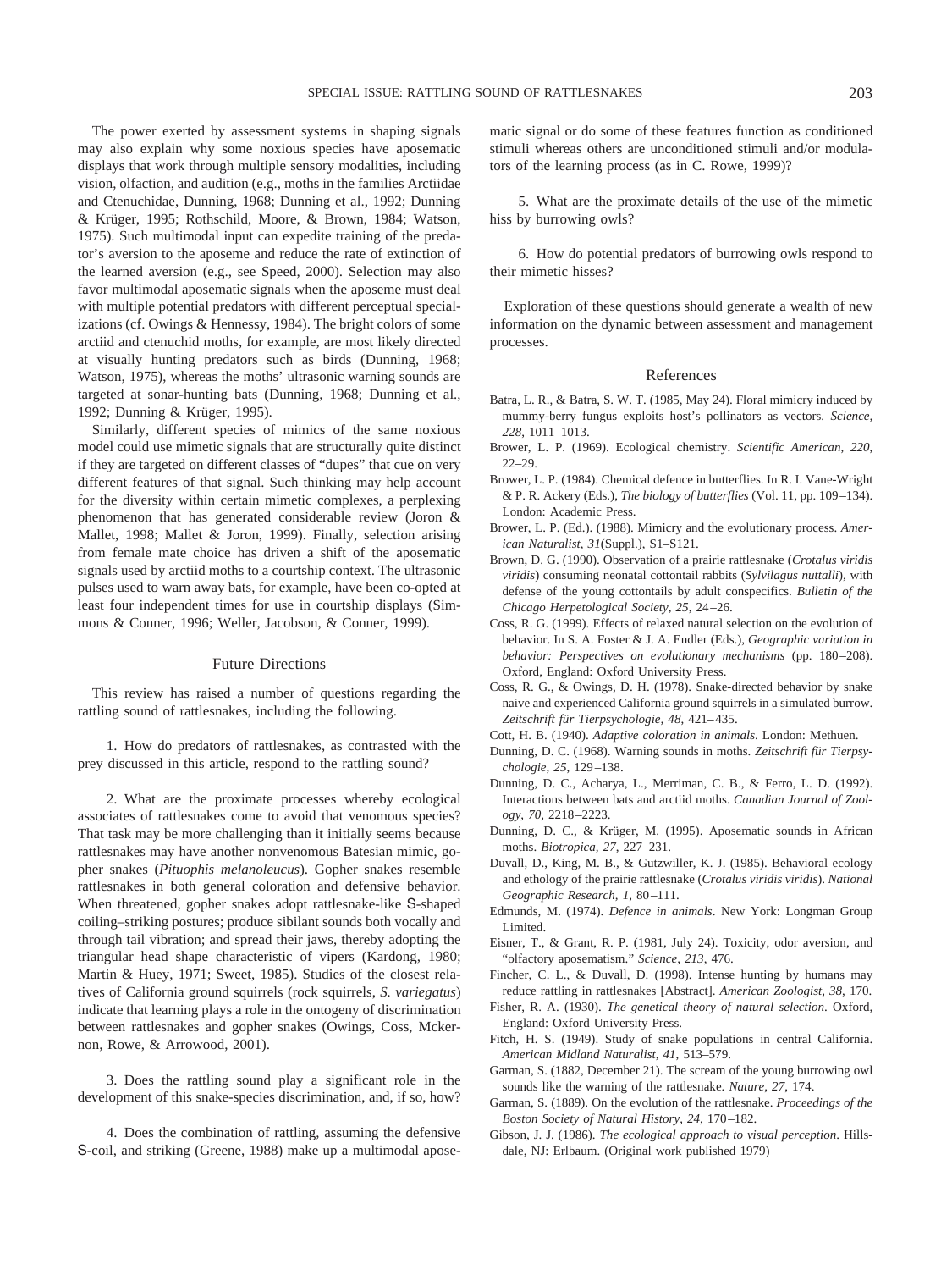The power exerted by assessment systems in shaping signals may also explain why some noxious species have aposematic displays that work through multiple sensory modalities, including vision, olfaction, and audition (e.g., moths in the families Arctiidae and Ctenuchidae, Dunning, 1968; Dunning et al., 1992; Dunning & Krüger, 1995; Rothschild, Moore, & Brown, 1984; Watson, 1975). Such multimodal input can expedite training of the predator's aversion to the aposeme and reduce the rate of extinction of the learned aversion (e.g., see Speed, 2000). Selection may also favor multimodal aposematic signals when the aposeme must deal with multiple potential predators with different perceptual specializations (cf. Owings & Hennessy, 1984). The bright colors of some arctiid and ctenuchid moths, for example, are most likely directed at visually hunting predators such as birds (Dunning, 1968; Watson, 1975), whereas the moths' ultrasonic warning sounds are targeted at sonar-hunting bats (Dunning, 1968; Dunning et al., 1992; Dunning & Krüger, 1995).

Similarly, different species of mimics of the same noxious model could use mimetic signals that are structurally quite distinct if they are targeted on different classes of "dupes" that cue on very different features of that signal. Such thinking may help account for the diversity within certain mimetic complexes, a perplexing phenomenon that has generated considerable review (Joron & Mallet, 1998; Mallet & Joron, 1999). Finally, selection arising from female mate choice has driven a shift of the aposematic signals used by arctiid moths to a courtship context. The ultrasonic pulses used to warn away bats, for example, have been co-opted at least four independent times for use in courtship displays (Simmons & Conner, 1996; Weller, Jacobson, & Conner, 1999).

## Future Directions

This review has raised a number of questions regarding the rattling sound of rattlesnakes, including the following.

1. How do predators of rattlesnakes, as contrasted with the prey discussed in this article, respond to the rattling sound?

2. What are the proximate processes whereby ecological associates of rattlesnakes come to avoid that venomous species? That task may be more challenging than it initially seems because rattlesnakes may have another nonvenomous Batesian mimic, gopher snakes (*Pituophis melanoleucus*). Gopher snakes resemble rattlesnakes in both general coloration and defensive behavior. When threatened, gopher snakes adopt rattlesnake-like S-shaped coiling–striking postures; produce sibilant sounds both vocally and through tail vibration; and spread their jaws, thereby adopting the triangular head shape characteristic of vipers (Kardong, 1980; Martin & Huey, 1971; Sweet, 1985). Studies of the closest relatives of California ground squirrels (rock squirrels, *S. variegatus*) indicate that learning plays a role in the ontogeny of discrimination between rattlesnakes and gopher snakes (Owings, Coss, Mckernon, Rowe, & Arrowood, 2001).

3. Does the rattling sound play a significant role in the development of this snake-species discrimination, and, if so, how?

4. Does the combination of rattling, assuming the defensive S-coil, and striking (Greene, 1988) make up a multimodal aposematic signal or do some of these features function as conditioned stimuli whereas others are unconditioned stimuli and/or modulators of the learning process (as in C. Rowe, 1999)?

5. What are the proximate details of the use of the mimetic hiss by burrowing owls?

6. How do potential predators of burrowing owls respond to their mimetic hisses?

Exploration of these questions should generate a wealth of new information on the dynamic between assessment and management processes.

## References

Batra, L. R., & Batra, S. W. T. (1985, May 24). Floral mimicry induced by mummy-berry fungus exploits host's pollinators as vectors. *Science, 228*, 1011–1013.

Brower, L. P. (1969). Ecological chemistry. *Scientific American, 220*, 22–29.

Brower, L. P. (1984). Chemical defence in butterflies. In R. I. Vane-Wright & P. R. Ackery (Eds.), *The biology of butterflies* (Vol. 11, pp. 109–134). London: Academic Press.

Brower, L. P. (Ed.). (1988). Mimicry and the evolutionary process. *American Naturalist, 31*(Suppl.), S1–S121.

Brown, D. G. (1990). Observation of a prairie rattlesnake (*Crotalus viridis viridis*) consuming neonatal cottontail rabbits (*Sylvilagus nuttalli*), with defense of the young cottontails by adult conspecifics. *Bulletin of the Chicago Herpetological Society, 25*, 24–26.

Coss, R. G. (1999). Effects of relaxed natural selection on the evolution of behavior. In S. A. Foster & J. A. Endler (Eds.), *Geographic variation in behavior: Perspectives on evolutionary mechanisms* (pp. 180–208). Oxford, England: Oxford University Press.

Coss, R. G., & Owings, D. H. (1978). Snake-directed behavior by snake naive and experienced California ground squirrels in a simulated burrow. *Zeitschrift für Tierpsychologie, 48*, 421–435.

Cott, H. B. (1940). *Adaptive coloration in animals*. London: Methuen.

Dunning, D. C. (1968). Warning sounds in moths. *Zeitschrift für Tierpsychologie, 25*, 129–138.

Dunning, D. C., Acharya, L., Merriman, C. B., & Ferro, L. D. (1992). Interactions between bats and arctiid moths. *Canadian Journal of Zoology, 70*, 2218–2223.

Dunning, D. C., & Krüger, M. (1995). Aposematic sounds in African moths. *Biotropica, 27*, 227–231.

Duvall, D., King, M. B., & Gutzwiller, K. J. (1985). Behavioral ecology and ethology of the prairie rattlesnake (*Crotalus viridis viridis*). *National Geographic Research, 1*, 80–111.

Edmunds, M. (1974). *Defence in animals*. New York: Longman Group Limited.

Eisner, T., & Grant, R. P. (1981, July 24). Toxicity, odor aversion, and "olfactory aposematism." *Science, 213*, 476.

Fincher, C. L., & Duvall, D. (1998). Intense hunting by humans may reduce rattling in rattlesnakes [Abstract]. *American Zoologist, 38*, 170.

Fisher, R. A. (1930). *The genetical theory of natural selection*. Oxford, England: Oxford University Press.

Fitch, H. S. (1949). Study of snake populations in central California. *American Midland Naturalist, 41*, 513–579.

Garman, S. (1882, December 21). The scream of the young burrowing owl sounds like the warning of the rattlesnake. *Nature, 27*, 174.

Garman, S. (1889). On the evolution of the rattlesnake. *Proceedings of the Boston Society of Natural History, 24*, 170–182.

Gibson, J. J. (1986). *The ecological approach to visual perception*. Hillsdale, NJ: Erlbaum. (Original work published 1979)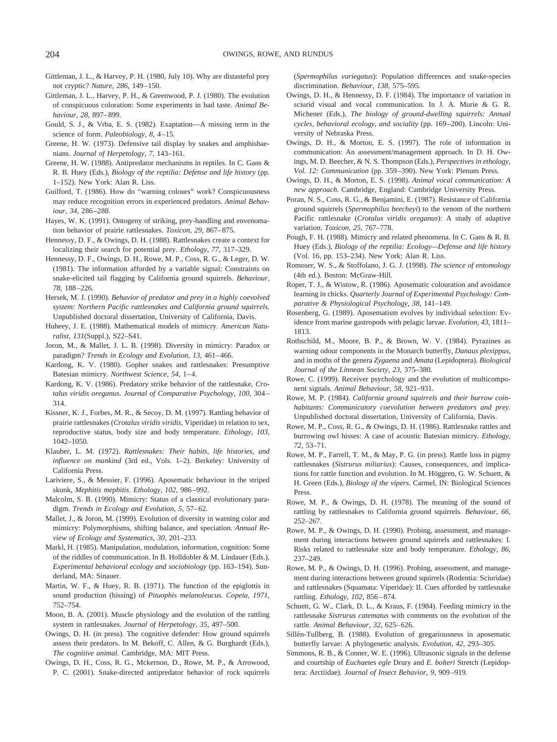Gittleman, J. L., & Harvey, P. H. (1980, July 10). Why are distasteful prey not cryptic? *Nature, 286*, 149–150.

Gittleman, J. L., Harvey, P. H., & Greenwood, P. J. (1980). The evolution of conspicuous coloration: Some experiments in bad taste. *Animal Behaviour, 28*, 897–899.

Gould, S. J., & Vrba, E. S. (1982). Exaptation—A missing term in the science of form. *Paleobiology, 8*, 4–15.

Greene, H. W. (1973). Defensive tail display by snakes and amphisbaenians. *Journal of Herpetology, 7*, 143–161.

Greene, H. W. (1988). Antipredator mechanisms in reptiles. In C. Gans & R. B. Huey (Eds.), *Biology of the reptilia: Defense and life history* (pp. 1–152). New York: Alan R. Liss.

Guilford, T. (1986). How do "warning colours" work? Conspicuousness may reduce recognition errors in experienced predators. *Animal Behaviour, 34*, 286–288.

Hayes, W. K. (1991). Ontogeny of striking, prey-handling and envenomation behavior of prairie rattlesnakes. *Toxicon, 29*, 867–875.

Hennessy, D. F., & Owings, D. H. (1988). Rattlesnakes create a context for localizing their search for potential prey. *Ethology, 77*, 317–329.

Hennessy, D. F., Owings, D. H., Rowe, M. P., Coss, R. G., & Leger, D. W. (1981). The information afforded by a variable signal: Constraints on snake-elicited tail flagging by California ground squirrels. *Behaviour, 78*, 188–226.

Hersek, M. J. (1990). *Behavior of predator and prey in a highly coevolved system: Northern Pacific rattlesnakes and California ground squirrels.* Unpublished doctoral dissertation, University of California, Davis.

Huheey, J. E. (1988). Mathematical models of mimicry. *American Naturalist, 131*(Suppl.), S22–S41.

Joron, M., & Mallet, J. L. B. (1998). Diversity in mimicry: Paradox or paradigm? *Trends in Ecology and Evolution, 13*, 461–466.

Kardong, K. V. (1980). Gopher snakes and rattlesnakes: Presumptive Batesian mimicry. *Northwest Science, 54*, 1–4.

Kardong, K. V. (1986). Predatory strike behavior of the rattlesnake, *Crotalus viridis oreganus*. *Journal of Comparative Psychology, 100*, 304–314.

Kissner, K. J., Forbes, M. R., & Secoy, D. M. (1997). Rattling behavior of prairie rattlesnakes (*Crotalus viridis viridis*, Viperidae) in relation to sex, reproductive status, body size and body temperature. *Ethology, 103*, 1042–1050.

Klauber, L. M. (1972). *Rattlesnakes: Their habits, life histories, and influence on mankind* (3rd ed., Vols. 1–2). Berkeley: University of California Press.

Lariviere, S., & Messier, F. (1996). Aposematic behaviour in the striped skunk, *Mephitis mephitis*. *Ethology, 102*, 986–992.

Malcolm, S. B. (1990). Mimicry: Status of a classical evolutionary paradigm. *Trends in Ecology and Evolution, 5*, 57–62.

Mallet, J., & Joron, M. (1999). Evolution of diversity in warning color and mimicry: Polymorphisms, shifting balance, and speciation. *Annual Review of Ecology and Systematics, 30*, 201–233.

Markl, H. (1985). Manipulation, modulation, information, cognition: Some of the riddles of communication. In B. Holldobler & M. Lindauer (Eds.), *Experimental behavioral ecology and sociobiology* (pp. 163–194). Sunderland, MA: Sinauer.

Martin, W. F., & Huey, R. B. (1971). The function of the epiglottis in sound production (hissing) of *Pituophis melanoleucus*. *Copeia, 1971*, 752–754.

Moon, B. A. (2001). Muscle physiology and the evolution of the rattling system in rattlesnakes. *Journal of Herpetology, 35*, 497–500.

Owings, D. H. (in press). The cognitive defender: How ground squirrels assess their predators. In M. Bekoff, C. Allen, & G. Burghardt (Eds.), *The cognitive animal*. Cambridge, MA: MIT Press.

Owings, D. H., Coss, R. G., Mckernon, D., Rowe, M. P., & Arrowood, P. C. (2001). Snake-directed antipredator behavior of rock squirrels (*Spermophilus variegatus*): Population differences and snake-species discrimination. *Behaviour, 138*, 575–595.

Owings, D. H., & Hennessy, D. F. (1984). The importance of variation in sciurid visual and vocal communication. In J. A. Murie & G. R. Michener (Eds.), *The biology of ground-dwelling squirrels: Annual cycles, behavioral ecology, and sociality* (pp. 169–200). Lincoln: University of Nebraska Press.

Owings, D. H., & Morton, E. S. (1997). The role of information in communication: An assessment/management approach. In D. H. Owings, M. D. Beecher, & N. S. Thompson (Eds.), *Perspectives in ethology, Vol. 12: Communication* (pp. 359–390). New York: Plenum Press.

Owings, D. H., & Morton, E. S. (1998). *Animal vocal communication: A new approach*. Cambridge, England: Cambridge University Press.

Poran, N. S., Coss, R. G., & Benjamini, E. (1987). Resistance of California ground squirrels (*Spermophilus beecheyi*) to the venom of the northern Pacific rattlesnake (*Crotalus viridis oreganus*): A study of adaptive variation. *Toxicon, 25*, 767–778.

Pough, F. H. (1988). Mimicry and related phenomena. In C. Gans & R. B. Huey (Eds.), *Biology of the reptilia: Ecology—Defense and life history* (Vol. 16, pp. 153–234). New York: Alan R. Liss.

Romoser, W. S., & Stoffolano, J. G. J. (1998). *The science of entomology* (4th ed.). Boston: McGraw-Hill.

Roper, T. J., & Wistow, R. (1986). Aposematic colouration and avoidance learning in chicks. *Quarterly Journal of Experimental Psychology: Comparative & Physiological Psychology, 38*, 141–149.

Rosenberg, G. (1989). Aposematism evolves by individual selection: Evidence from marine gastropods with pelagic larvae. *Evolution, 43*, 1811–1813.

Rothschild, M., Moore, B. P., & Brown, W. V. (1984). Pyrazines as warning odour components in the Monarch butterfly, *Danaus plexippus*, and in moths of the genera *Zygaena* and *Amata* (Lepidoptera). *Biological Journal of the Linnean Society, 23*, 375–380.

Rowe, C. (1999). Receiver psychology and the evolution of multicomponent signals. *Animal Behaviour, 58*, 921–931.

Rowe, M. P. (1984). *California ground squirrels and their burrow coinhabitants: Communicatory coevolution between predators and prey.* Unpublished doctoral dissertation, University of California, Davis.

Rowe, M. P., Coss, R. G., & Owings, D. H. (1986). Rattlesnake rattles and burrowing owl hisses: A case of acoustic Batesian mimicry. *Ethology, 72*, 53–71.

Rowe, M. P., Farrell, T. M., & May, P. G. (in press). Rattle loss in pigmy rattlesnakes (*Sistrurus miliarius*): Causes, consequences, and implications for rattle function and evolution. In M. Höggren, G. W. Schuett, & H. Green (Eds.), *Biology of the vipers*. Carmel, IN: Biological Sciences Press.

Rowe, M. P., & Owings, D. H. (1978). The meaning of the sound of rattling by rattlesnakes to California ground squirrels. *Behaviour, 66*, 252–267.

Rowe, M. P., & Owings, D. H. (1990). Probing, assessment, and management during interactions between ground squirrels and rattlesnakes: I. Risks related to rattlesnake size and body temperature. *Ethology, 86*, 237–249.

Rowe, M. P., & Owings, D. H. (1996). Probing, assessment, and management during interactions between ground squirrels (Rodentia: Sciuridae) and rattlesnakes (Squamata: Viperidae): II. Cues afforded by rattlesnake rattling. *Ethology, 102*, 856–874.

Schuett, G. W., Clark, D. L., & Kraus, F. (1984). Feeding mimicry in the rattlesnake *Sistrurus catenatus* with comments on the evolution of the rattle. *Animal Behaviour, 32*, 625–626.

Sillén-Tullberg, B. (1988). Evolution of gregariousness in aposematic butterfly larvae: A phylogenetic analysis. *Evolution, 42*, 293–305.

Simmons, R. B., & Conner, W. E. (1996). Ultrasonic signals in the defense and courtship of *Euchaetes egle* Drury and *E. bolteri* Stretch (Lepidoptera: Arctiidae). *Journal of Insect Behavior, 9*, 909–919.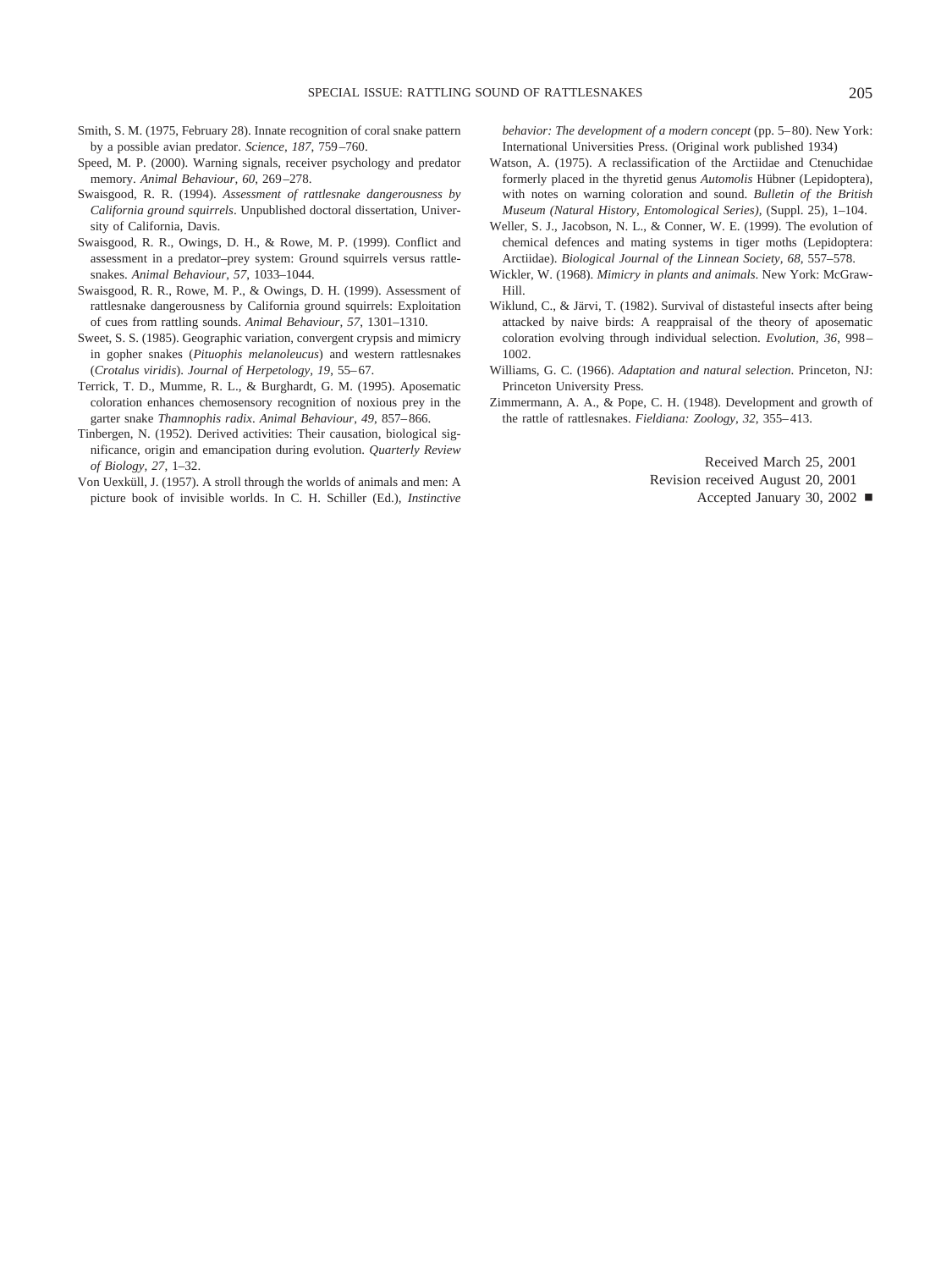Smith, S. M. (1975, February 28). Innate recognition of coral snake pattern by a possible avian predator. *Science, 187*, 759–760.

Speed, M. P. (2000). Warning signals, receiver psychology and predator memory. *Animal Behaviour, 60*, 269–278.

Swaisgood, R. R. (1994). *Assessment of rattlesnake dangerousness by California ground squirrels*. Unpublished doctoral dissertation, University of California, Davis.

Swaisgood, R. R., Owings, D. H., & Rowe, M. P. (1999). Conflict and assessment in a predator–prey system: Ground squirrels versus rattlesnakes. *Animal Behaviour, 57*, 1033–1044.

Swaisgood, R. R., Rowe, M. P., & Owings, D. H. (1999). Assessment of rattlesnake dangerousness by California ground squirrels: Exploitation of cues from rattling sounds. *Animal Behaviour, 57*, 1301–1310.

Sweet, S. S. (1985). Geographic variation, convergent crypsis and mimicry in gopher snakes (*Pituophis melanoleucus*) and western rattlesnakes (*Crotalus viridis*). *Journal of Herpetology, 19*, 55–67.

Terrick, T. D., Mumme, R. L., & Burghardt, G. M. (1995). Aposematic coloration enhances chemosensory recognition of noxious prey in the garter snake *Thamnophis radix*. *Animal Behaviour, 49*, 857–866.

Tinbergen, N. (1952). Derived activities: Their causation, biological significance, origin and emancipation during evolution. *Quarterly Review of Biology, 27*, 1–32.

Von Uexküll, J. (1957). A stroll through the worlds of animals and men: A picture book of invisible worlds. In C. H. Schiller (Ed.), *Instinctive behavior: The development of a modern concept* (pp. 5–80). New York: International Universities Press. (Original work published 1934)

Watson, A. (1975). A reclassification of the Arctiidae and Ctenuchidae formerly placed in the thyretid genus *Automolis* Hübner (Lepidoptera), with notes on warning coloration and sound. *Bulletin of the British Museum (Natural History, Entomological Series)*, (Suppl. 25), 1–104.

Weller, S. J., Jacobson, N. L., & Conner, W. E. (1999). The evolution of chemical defences and mating systems in tiger moths (Lepidoptera: Arctiidae). *Biological Journal of the Linnean Society, 68*, 557–578.

Wickler, W. (1968). *Mimicry in plants and animals*. New York: McGraw-Hill.

Wiklund, C., & Järvi, T. (1982). Survival of distasteful insects after being attacked by naive birds: A reappraisal of the theory of aposematic coloration evolving through individual selection. *Evolution, 36*, 998–1002.

Williams, G. C. (1966). *Adaptation and natural selection*. Princeton, NJ: Princeton University Press.

Zimmermann, A. A., & Pope, C. H. (1948). Development and growth of the rattle of rattlesnakes. *Fieldiana: Zoology, 32*, 355–413.

Received March 25, 2001
Revision received August 20, 2001
Accepted January 30, 2002 ■